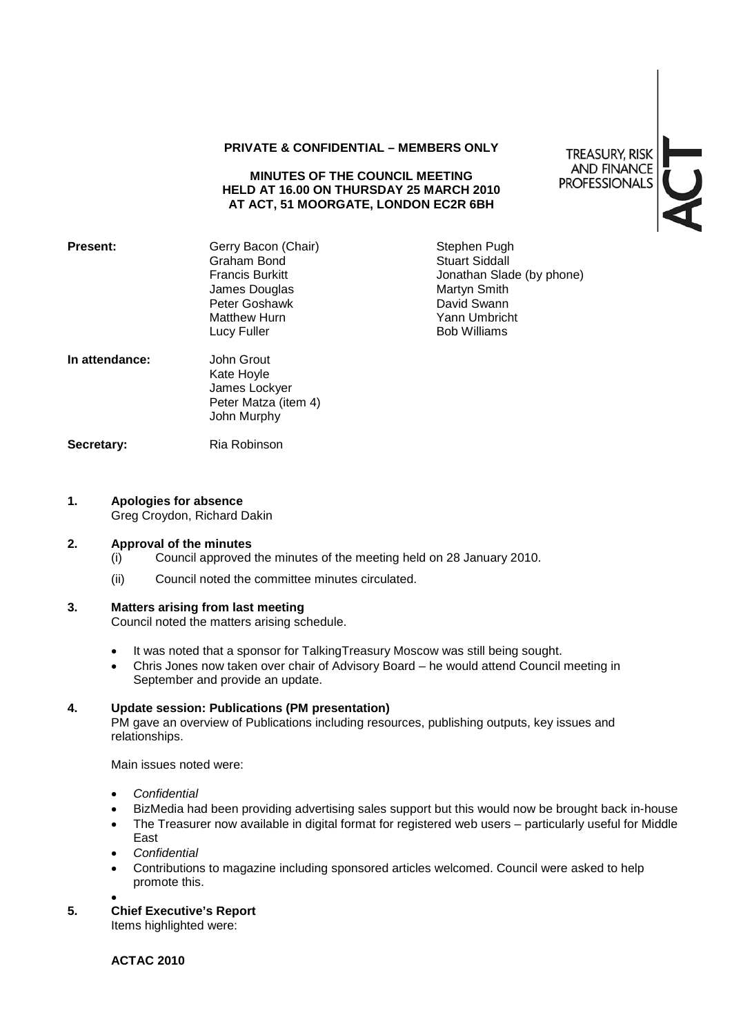**PRIVATE & CONFIDENTIAL – MEMBERS ONLY**

**MINUTES OF THE COUNCIL MEETING HELD AT 16.00 ON THURSDAY 25 MARCH 2010 AT ACT, 51 MOORGATE, LONDON EC2R 6BH**

TREASURY, RISK AND FINANCE PROFESSIONALS

ACT

**Present:**

Gerry Bacon (Chair)
Graham Bond
Francis Burkitt
James Douglas
Peter Goshawk
Matthew Hurn
Lucy Fuller
Stephen Pugh
Stuart Siddall
Jonathan Slade (by phone)
Martyn Smith
David Swann
Yann Umbricht
Bob Williams

**In attendance:**

John Grout
Kate Hoyle
James Lockyer
Peter Matza (item 4)
John Murphy

**Secretary:** Ria Robinson

## 1. Apologies for absence

Greg Croydon, Richard Dakin

## 2. Approval of the minutes

(i) Council approved the minutes of the meeting held on 28 January 2010.

(ii) Council noted the committee minutes circulated.

## 3. Matters arising from last meeting

Council noted the matters arising schedule.

- It was noted that a sponsor for TalkingTreasury Moscow was still being sought.
- Chris Jones now taken over chair of Advisory Board – he would attend Council meeting in September and provide an update.

## 4. Update session: Publications (PM presentation)

PM gave an overview of Publications including resources, publishing outputs, key issues and relationships.

Main issues noted were:

- *Confidential*
- BizMedia had been providing advertising sales support but this would now be brought back in-house
- The Treasurer now available in digital format for registered web users – particularly useful for Middle East
- *Confidential*
- Contributions to magazine including sponsored articles welcomed. Council were asked to help promote this.

## 5. Chief Executive's Report

Items highlighted were:

**ACTAC 2010**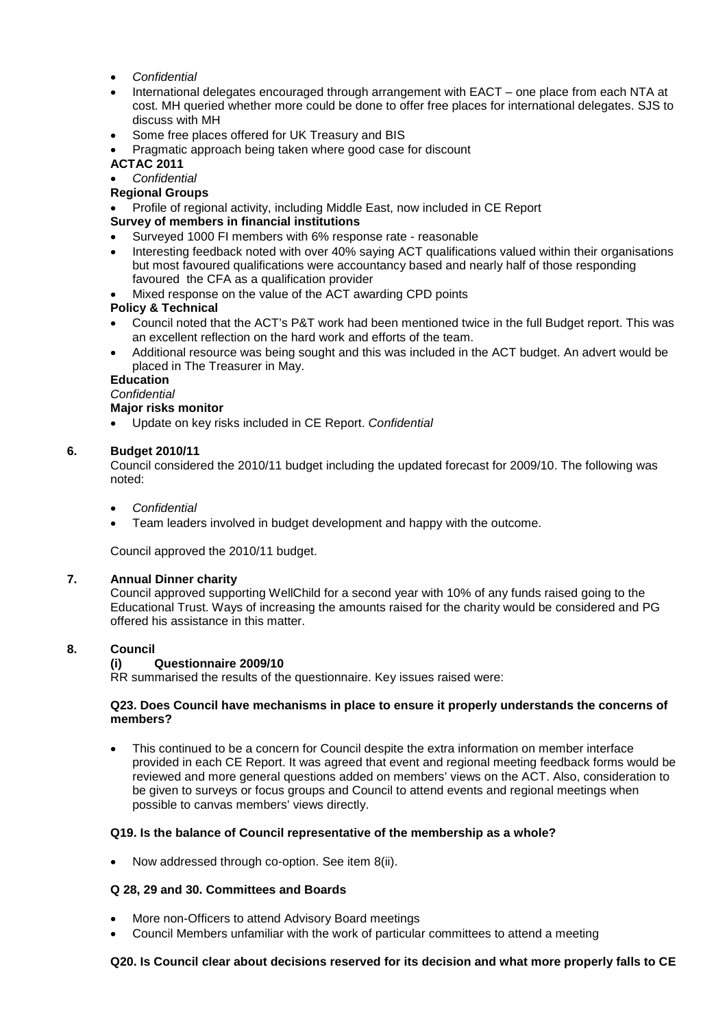- *Confidential*
- International delegates encouraged through arrangement with EACT – one place from each NTA at cost. MH queried whether more could be done to offer free places for international delegates. SJS to discuss with MH
- Some free places offered for UK Treasury and BIS
- Pragmatic approach being taken where good case for discount

**ACTAC 2011**

- *Confidential*

**Regional Groups**

- Profile of regional activity, including Middle East, now included in CE Report

**Survey of members in financial institutions**

- Surveyed 1000 FI members with 6% response rate - reasonable
- Interesting feedback noted with over 40% saying ACT qualifications valued within their organisations but most favoured qualifications were accountancy based and nearly half of those responding favoured the CFA as a qualification provider
- Mixed response on the value of the ACT awarding CPD points

**Policy & Technical**

- Council noted that the ACT's P&T work had been mentioned twice in the full Budget report. This was an excellent reflection on the hard work and efforts of the team.
- Additional resource was being sought and this was included in the ACT budget. An advert would be placed in The Treasurer in May.

**Education**

*Confidential*

**Major risks monitor**

- Update on key risks included in CE Report. *Confidential*

## 6. Budget 2010/11

Council considered the 2010/11 budget including the updated forecast for 2009/10. The following was noted:

- *Confidential*
- Team leaders involved in budget development and happy with the outcome.

Council approved the 2010/11 budget.

## 7. Annual Dinner charity

Council approved supporting WellChild for a second year with 10% of any funds raised going to the Educational Trust. Ways of increasing the amounts raised for the charity would be considered and PG offered his assistance in this matter.

## 8. Council

### (i) Questionnaire 2009/10

RR summarised the results of the questionnaire. Key issues raised were:

**Q23. Does Council have mechanisms in place to ensure it properly understands the concerns of members?**

- This continued to be a concern for Council despite the extra information on member interface provided in each CE Report. It was agreed that event and regional meeting feedback forms would be reviewed and more general questions added on members' views on the ACT. Also, consideration to be given to surveys or focus groups and Council to attend events and regional meetings when possible to canvas members' views directly.

**Q19. Is the balance of Council representative of the membership as a whole?**

- Now addressed through co-option. See item 8(ii).

**Q 28, 29 and 30. Committees and Boards**

- More non-Officers to attend Advisory Board meetings
- Council Members unfamiliar with the work of particular committees to attend a meeting

**Q20. Is Council clear about decisions reserved for its decision and what more properly falls to CE**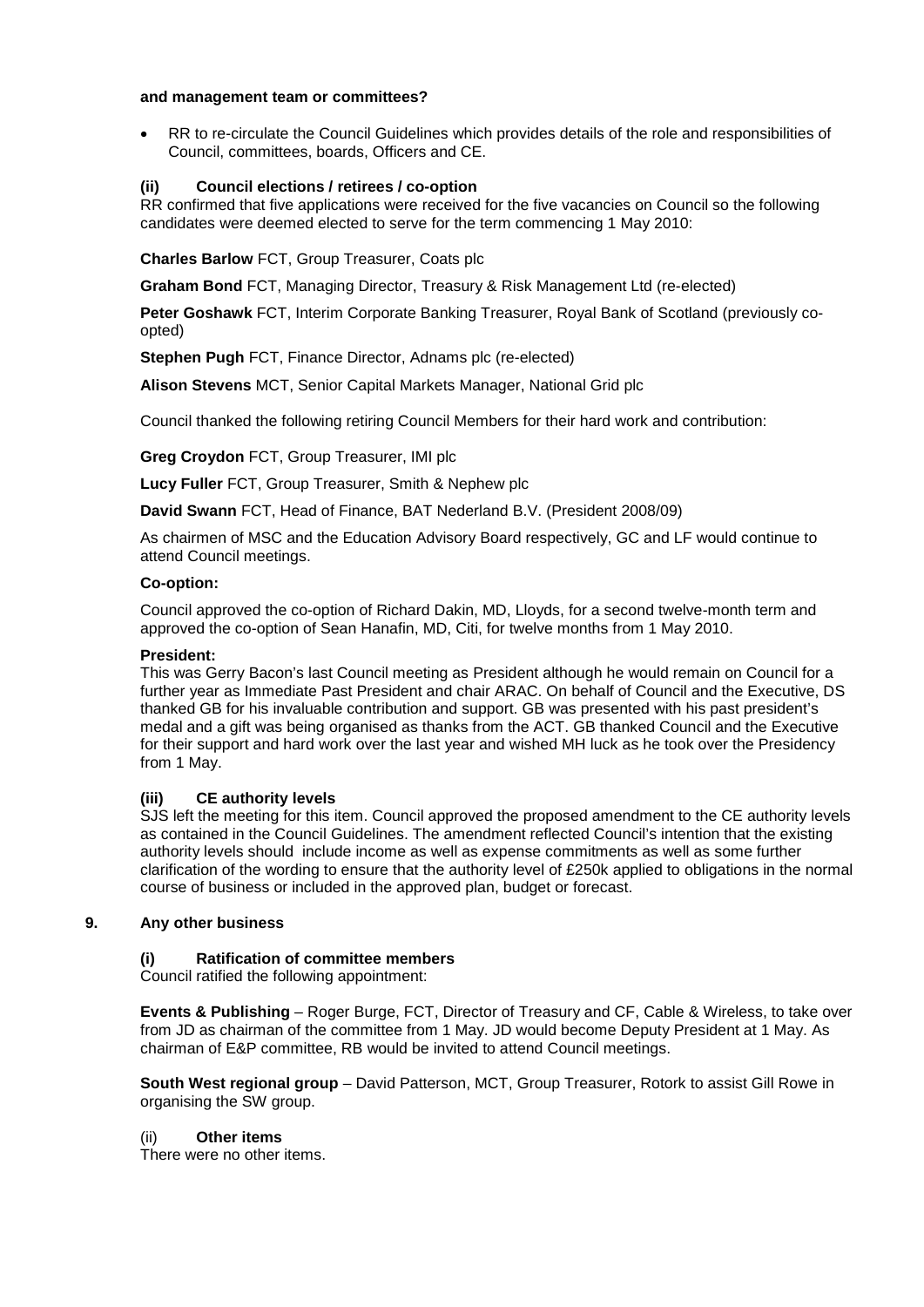**and management team or committees?**

- RR to re-circulate the Council Guidelines which provides details of the role and responsibilities of Council, committees, boards, Officers and CE.

### (ii) Council elections / retirees / co-option

RR confirmed that five applications were received for the five vacancies on Council so the following candidates were deemed elected to serve for the term commencing 1 May 2010:

**Charles Barlow** FCT, Group Treasurer, Coats plc

**Graham Bond** FCT, Managing Director, Treasury & Risk Management Ltd (re-elected)

**Peter Goshawk** FCT, Interim Corporate Banking Treasurer, Royal Bank of Scotland (previously co-opted)

**Stephen Pugh** FCT, Finance Director, Adnams plc (re-elected)

**Alison Stevens** MCT, Senior Capital Markets Manager, National Grid plc

Council thanked the following retiring Council Members for their hard work and contribution:

**Greg Croydon** FCT, Group Treasurer, IMI plc

**Lucy Fuller** FCT, Group Treasurer, Smith & Nephew plc

**David Swann** FCT, Head of Finance, BAT Nederland B.V. (President 2008/09)

As chairmen of MSC and the Education Advisory Board respectively, GC and LF would continue to attend Council meetings.

**Co-option:**

Council approved the co-option of Richard Dakin, MD, Lloyds, for a second twelve-month term and approved the co-option of Sean Hanafin, MD, Citi, for twelve months from 1 May 2010.

**President:**

This was Gerry Bacon's last Council meeting as President although he would remain on Council for a further year as Immediate Past President and chair ARAC. On behalf of Council and the Executive, DS thanked GB for his invaluable contribution and support. GB was presented with his past president's medal and a gift was being organised as thanks from the ACT. GB thanked Council and the Executive for their support and hard work over the last year and wished MH luck as he took over the Presidency from 1 May.

### (iii) CE authority levels

SJS left the meeting for this item. Council approved the proposed amendment to the CE authority levels as contained in the Council Guidelines. The amendment reflected Council's intention that the existing authority levels should include income as well as expense commitments as well as some further clarification of the wording to ensure that the authority level of £250k applied to obligations in the normal course of business or included in the approved plan, budget or forecast.

## 9. Any other business

### (i) Ratification of committee members

Council ratified the following appointment:

**Events & Publishing** – Roger Burge, FCT, Director of Treasury and CF, Cable & Wireless, to take over from JD as chairman of the committee from 1 May. JD would become Deputy President at 1 May. As chairman of E&P committee, RB would be invited to attend Council meetings.

**South West regional group** – David Patterson, MCT, Group Treasurer, Rotork to assist Gill Rowe in organising the SW group.

### (ii) Other items

There were no other items.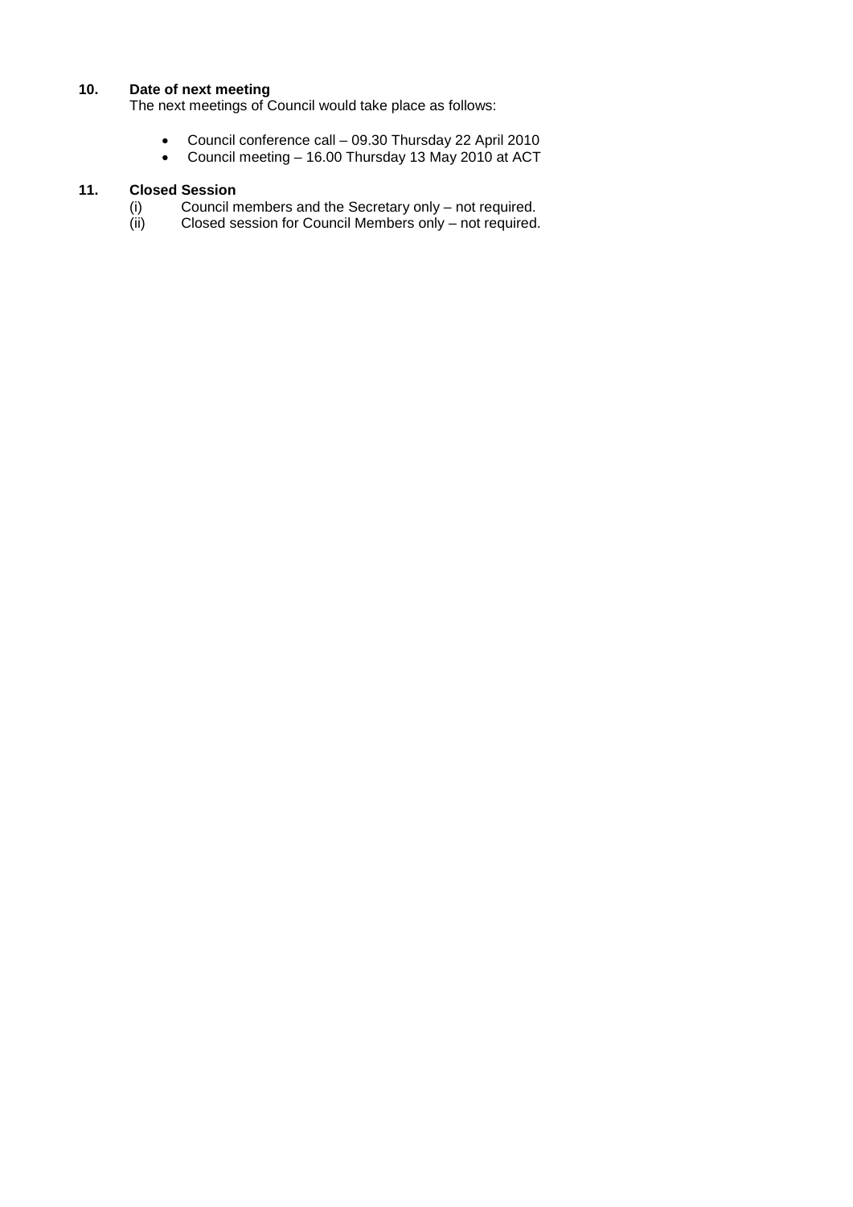**10. Date of next meeting**

The next meetings of Council would take place as follows:

- Council conference call – 09.30 Thursday 22 April 2010
- Council meeting – 16.00 Thursday 13 May 2010 at ACT

**11. Closed Session**

(i) Council members and the Secretary only – not required.

(ii) Closed session for Council Members only – not required.